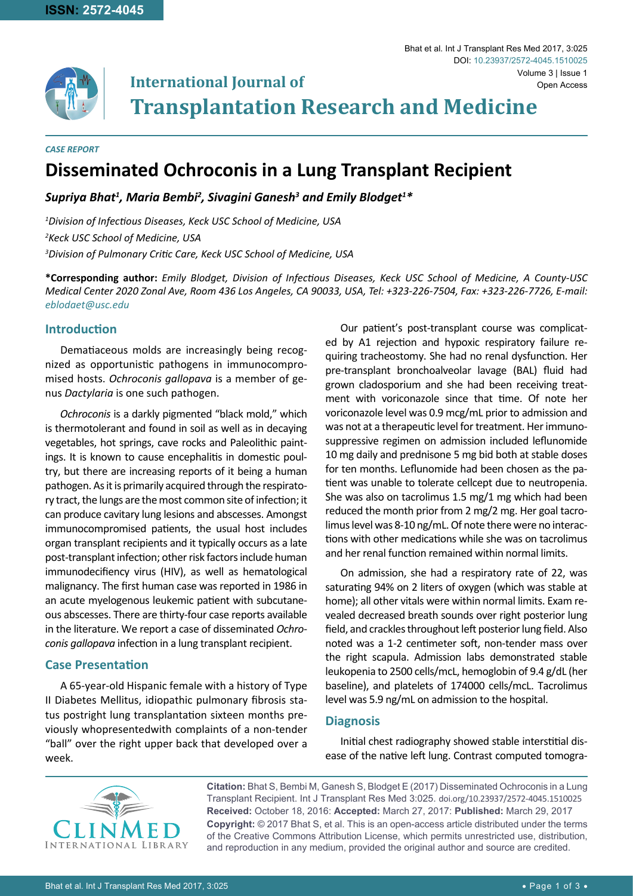**ISSN: 2572-4045**

# International Journal of Transplantation Research and Medicine

*CASE REPORT*

# Disseminated Ochroconis in a Lung Transplant Recipient

***Supriya Bhat[1], Maria Bembi[2], Sivagini Ganesh[3] and Emily Blodget[1]\****

*[1]Division of Infectious Diseases, Keck USC School of Medicine, USA*

*[2]Keck USC School of Medicine, USA*

*[3]Division of Pulmonary Critic Care, Keck USC School of Medicine, USA*

**\*Corresponding author:** *Emily Blodget, Division of Infectious Diseases, Keck USC School of Medicine, A County-USC Medical Center 2020 Zonal Ave, Room 436 Los Angeles, CA 90033, USA, Tel: +323-226-7504, Fax: +323-226-7726, E-mail: eblodaet@usc.edu*

## Introduction

Dematiaceous molds are increasingly being recognized as opportunistic pathogens in immunocompromised hosts. *Ochroconis gallopava* is a member of genus *Dactylaria* is one such pathogen.

*Ochroconis* is a darkly pigmented "black mold," which is thermotolerant and found in soil as well as in decaying vegetables, hot springs, cave rocks and Paleolithic paintings. It is known to cause encephalitis in domestic poultry, but there are increasing reports of it being a human pathogen. As it is primarily acquired through the respiratory tract, the lungs are the most common site of infection; it can produce cavitary lung lesions and abscesses. Amongst immunocompromised patients, the usual host includes organ transplant recipients and it typically occurs as a late post-transplant infection; other risk factors include human immunodeficiency virus (HIV), as well as hematological malignancy. The first human case was reported in 1986 in an acute myelogenous leukemic patient with subcutaneous abscesses. There are thirty-four case reports available in the literature. We report a case of disseminated *Ochroconis gallopava* infection in a lung transplant recipient.

## Case Presentation

A 65-year-old Hispanic female with a history of Type II Diabetes Mellitus, idiopathic pulmonary fibrosis status postright lung transplantation sixteen months previously whopresentedwith complaints of a non-tender "ball" over the right upper back that developed over a week.

Our patient's post-transplant course was complicated by A1 rejection and hypoxic respiratory failure requiring tracheostomy. She had no renal dysfunction. Her pre-transplant bronchoalveolar lavage (BAL) fluid had grown cladosporium and she had been receiving treatment with voriconazole since that time. Of note her voriconazole level was 0.9 mcg/mL prior to admission and was not at a therapeutic level for treatment. Her immunosuppressive regimen on admission included leflunomide 10 mg daily and prednisone 5 mg bid both at stable doses for ten months. Leflunomide had been chosen as the patient was unable to tolerate cellcept due to neutropenia. She was also on tacrolimus 1.5 mg/1 mg which had been reduced the month prior from 2 mg/2 mg. Her goal tacrolimus level was 8-10 ng/mL. Of note there were no interactions with other medications while she was on tacrolimus and her renal function remained within normal limits.

On admission, she had a respiratory rate of 22, was saturating 94% on 2 liters of oxygen (which was stable at home); all other vitals were within normal limits. Exam revealed decreased breath sounds over right posterior lung field, and crackles throughout left posterior lung field. Also noted was a 1-2 centimeter soft, non-tender mass over the right scapula. Admission labs demonstrated stable leukopenia to 2500 cells/mcL, hemoglobin of 9.4 g/dL (her baseline), and platelets of 174000 cells/mcL. Tacrolimus level was 5.9 ng/mL on admission to the hospital.

## Diagnosis

Initial chest radiography showed stable interstitial disease of the native left lung. Contrast computed tomogra-

**Citation:** Bhat S, Bembi M, Ganesh S, Blodget E (2017) Disseminated Ochroconis in a Lung Transplant Recipient. Int J Transplant Res Med 3:025. doi.org/10.23937/2572-4045.1510025
**Received:** October 18, 2016: **Accepted:** March 27, 2017: **Published:** March 29, 2017
**Copyright:** © 2017 Bhat S, et al. This is an open-access article distributed under the terms of the Creative Commons Attribution License, which permits unrestricted use, distribution, and reproduction in any medium, provided the original author and source are credited.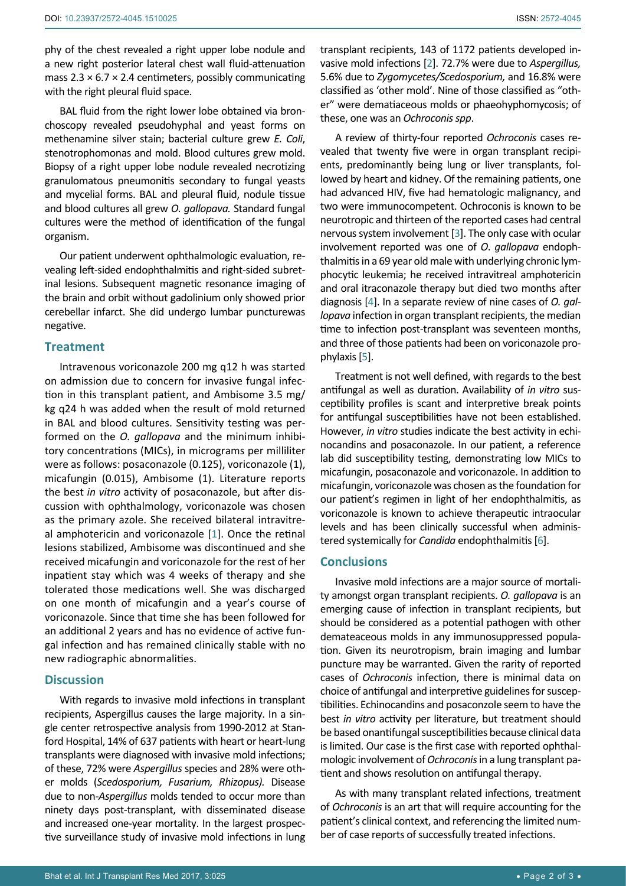phy of the chest revealed a right upper lobe nodule and a new right posterior lateral chest wall fluid-attenuation mass 2.3 × 6.7 × 2.4 centimeters, possibly communicating with the right pleural fluid space.

BAL fluid from the right lower lobe obtained via bronchoscopy revealed pseudohyphal and yeast forms on methenamine silver stain; bacterial culture grew *E. Coli*, stenotrophomonas and mold. Blood cultures grew mold. Biopsy of a right upper lobe nodule revealed necrotizing granulomatous pneumonitis secondary to fungal yeasts and mycelial forms. BAL and pleural fluid, nodule tissue and blood cultures all grew *O. gallopava.* Standard fungal cultures were the method of identification of the fungal organism.

Our patient underwent ophthalmologic evaluation, revealing left-sided endophthalmitis and right-sided subretinal lesions. Subsequent magnetic resonance imaging of the brain and orbit without gadolinium only showed prior cerebellar infarct. She did undergo lumbar puncturewas negative.

## Treatment

Intravenous voriconazole 200 mg q12 h was started on admission due to concern for invasive fungal infection in this transplant patient, and Ambisome 3.5 mg/kg q24 h was added when the result of mold returned in BAL and blood cultures. Sensitivity testing was performed on the *O. gallopava* and the minimum inhibitory concentrations (MICs), in micrograms per milliliter were as follows: posaconazole (0.125), voriconazole (1), micafungin (0.015), Ambisome (1). Literature reports the best *in vitro* activity of posaconazole, but after discussion with ophthalmology, voriconazole was chosen as the primary azole. She received bilateral intravitreal amphotericin and voriconazole [1]. Once the retinal lesions stabilized, Ambisome was discontinued and she received micafungin and voriconazole for the rest of her inpatient stay which was 4 weeks of therapy and she tolerated those medications well. She was discharged on one month of micafungin and a year's course of voriconazole. Since that time she has been followed for an additional 2 years and has no evidence of active fungal infection and has remained clinically stable with no new radiographic abnormalities.

## Discussion

With regards to invasive mold infections in transplant recipients, Aspergillus causes the large majority. In a single center retrospective analysis from 1990-2012 at Stanford Hospital, 14% of 637 patients with heart or heart-lung transplants were diagnosed with invasive mold infections; of these, 72% were *Aspergillus* species and 28% were other molds (*Scedosporium, Fusarium, Rhizopus).* Disease due to non-*Aspergillus* molds tended to occur more than ninety days post-transplant, with disseminated disease and increased one-year mortality. In the largest prospective surveillance study of invasive mold infections in lung transplant recipients, 143 of 1172 patients developed invasive mold infections [2]. 72.7% were due to *Aspergillus,* 5.6% due to *Zygomycetes/Scedosporium,* and 16.8% were classified as 'other mold'. Nine of those classified as "other" were dematiaceous molds or phaeohyphomycosis; of these, one was an *Ochroconis spp*.

A review of thirty-four reported *Ochroconis* cases revealed that twenty five were in organ transplant recipients, predominantly being lung or liver transplants, followed by heart and kidney. Of the remaining patients, one had advanced HIV, five had hematologic malignancy, and two were immunocompetent. Ochroconis is known to be neurotropic and thirteen of the reported cases had central nervous system involvement [3]. The only case with ocular involvement reported was one of *O. gallopava* endophthalmitis in a 69 year old male with underlying chronic lymphocytic leukemia; he received intravitreal amphotericin and oral itraconazole therapy but died two months after diagnosis [4]. In a separate review of nine cases of *O. gallopava* infection in organ transplant recipients, the median time to infection post-transplant was seventeen months, and three of those patients had been on voriconazole prophylaxis [5].

Treatment is not well defined, with regards to the best antifungal as well as duration. Availability of *in vitro* susceptibility profiles is scant and interpretive break points for antifungal susceptibilities have not been established. However, *in vitro* studies indicate the best activity in echinocandins and posaconazole. In our patient, a reference lab did susceptibility testing, demonstrating low MICs to micafungin, posaconazole and voriconazole. In addition to micafungin, voriconazole was chosen as the foundation for our patient's regimen in light of her endophthalmitis, as voriconazole is known to achieve therapeutic intraocular levels and has been clinically successful when administered systemically for *Candida* endophthalmitis [6].

## Conclusions

Invasive mold infections are a major source of mortality amongst organ transplant recipients. *O. gallopava* is an emerging cause of infection in transplant recipients, but should be considered as a potential pathogen with other demateaceous molds in any immunosuppressed population. Given its neurotropism, brain imaging and lumbar puncture may be warranted. Given the rarity of reported cases of *Ochroconis* infection, there is minimal data on choice of antifungal and interpretive guidelines for susceptibilities. Echinocandins and posaconzole seem to have the best *in vitro* activity per literature, but treatment should be based onantifungal susceptibilities because clinical data is limited. Our case is the first case with reported ophthalmologic involvement of *Ochroconis* in a lung transplant patient and shows resolution on antifungal therapy.

As with many transplant related infections, treatment of *Ochroconis* is an art that will require accounting for the patient's clinical context, and referencing the limited number of case reports of successfully treated infections.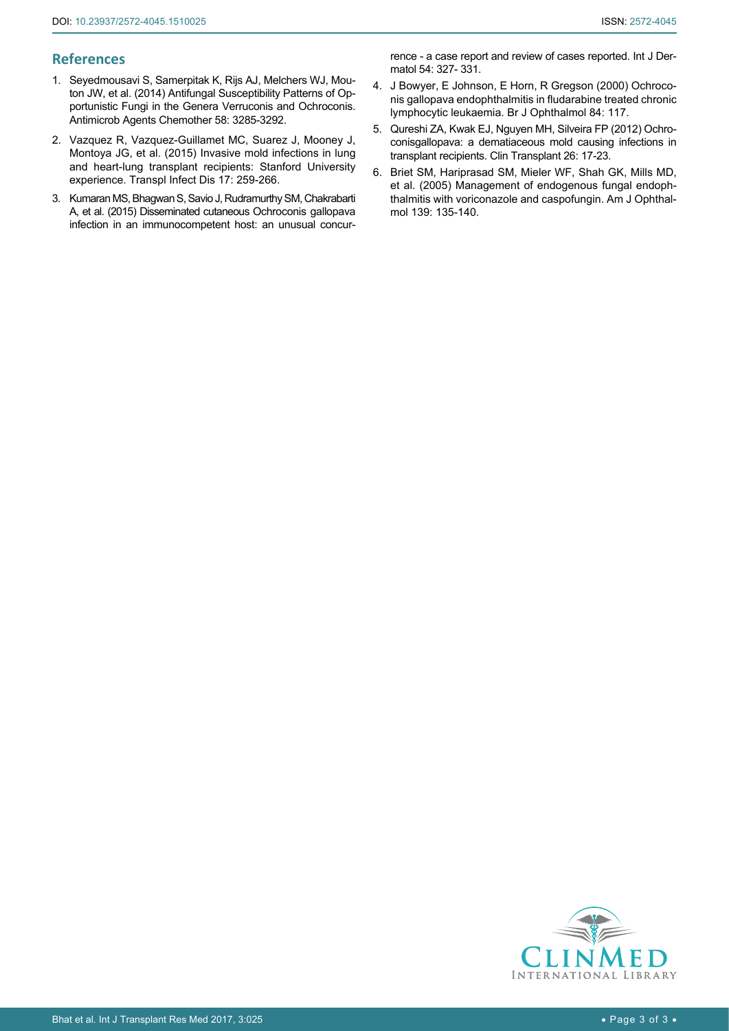## References

1. Seyedmousavi S, Samerpitak K, Rijs AJ, Melchers WJ, Mouton JW, et al. (2014) Antifungal Susceptibility Patterns of Opportunistic Fungi in the Genera Verruconis and Ochroconis. Antimicrob Agents Chemother 58: 3285-3292.
2. Vazquez R, Vazquez-Guillamet MC, Suarez J, Mooney J, Montoya JG, et al. (2015) Invasive mold infections in lung and heart-lung transplant recipients: Stanford University experience. Transpl Infect Dis 17: 259-266.
3. Kumaran MS, Bhagwan S, Savio J, Rudramurthy SM, Chakrabarti A, et al. (2015) Disseminated cutaneous Ochroconis gallopava infection in an immunocompetent host: an unusual concurrence - a case report and review of cases reported. Int J Dermatol 54: 327- 331.
4. J Bowyer, E Johnson, E Horn, R Gregson (2000) Ochroconis gallopava endophthalmitis in fludarabine treated chronic lymphocytic leukaemia. Br J Ophthalmol 84: 117.
5. Qureshi ZA, Kwak EJ, Nguyen MH, Silveira FP (2012) Ochroconisgallopava: a dematiaceous mold causing infections in transplant recipients. Clin Transplant 26: 17-23.
6. Briet SM, Hariprasad SM, Mieler WF, Shah GK, Mills MD, et al. (2005) Management of endogenous fungal endophthalmitis with voriconazole and caspofungin. Am J Ophthalmol 139: 135-140.